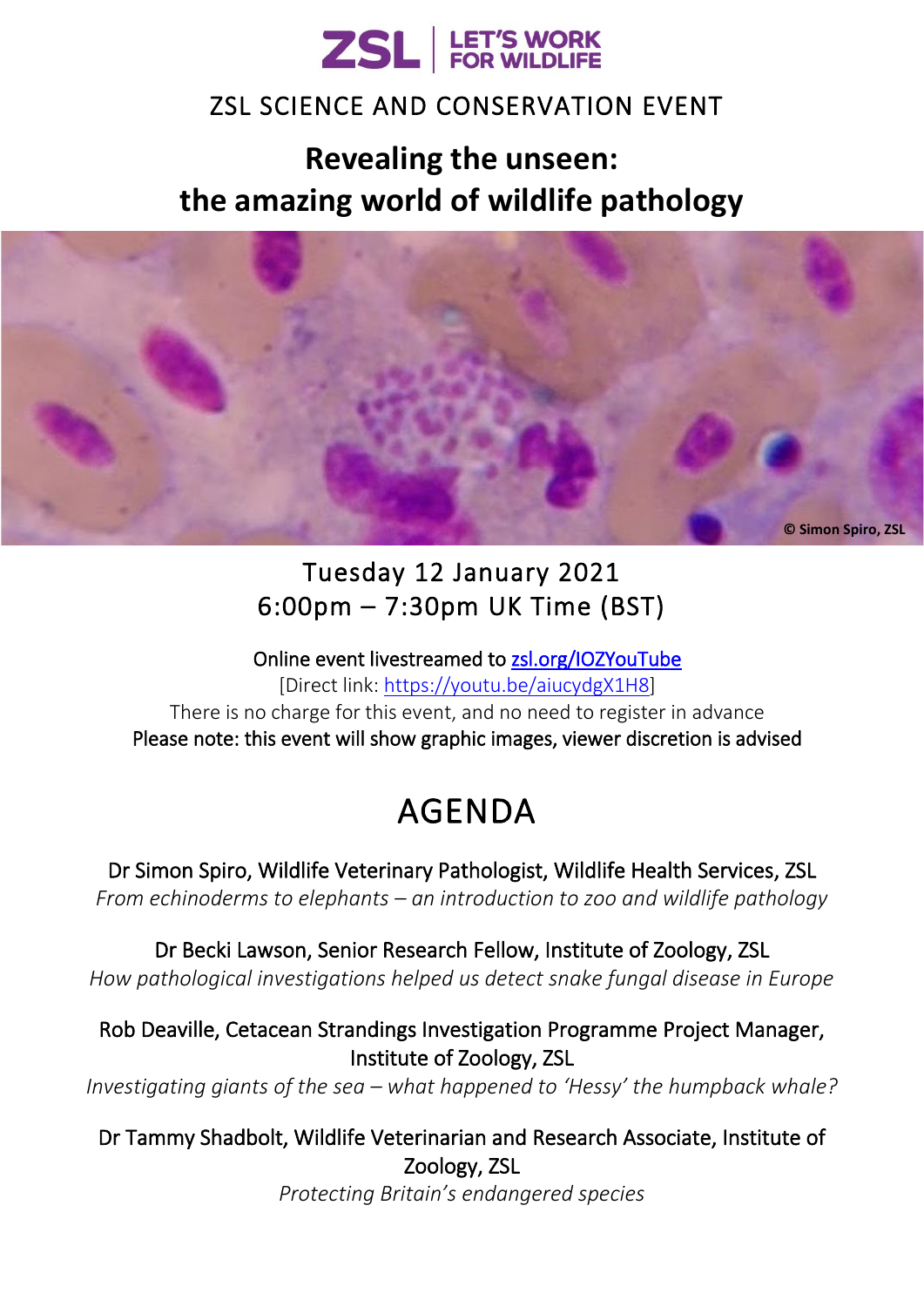ZSL | LET'S WORK FOR WILDLIFE

ZSL SCIENCE AND CONSERVATION EVENT

# Revealing the unseen: the amazing world of wildlife pathology

© Simon Spiro, ZSL

Tuesday 12 January 2021
6:00pm – 7:30pm UK Time (BST)

Online event livestreamed to zsl.org/IOZYouTube
[Direct link: https://youtu.be/aiucydgX1H8]
There is no charge for this event, and no need to register in advance
Please note: this event will show graphic images, viewer discretion is advised

# AGENDA

Dr Simon Spiro, Wildlife Veterinary Pathologist, Wildlife Health Services, ZSL
*From echinoderms to elephants – an introduction to zoo and wildlife pathology*

Dr Becki Lawson, Senior Research Fellow, Institute of Zoology, ZSL
*How pathological investigations helped us detect snake fungal disease in Europe*

Rob Deaville, Cetacean Strandings Investigation Programme Project Manager, Institute of Zoology, ZSL
*Investigating giants of the sea – what happened to 'Hessy' the humpback whale?*

Dr Tammy Shadbolt, Wildlife Veterinarian and Research Associate, Institute of Zoology, ZSL
*Protecting Britain's endangered species*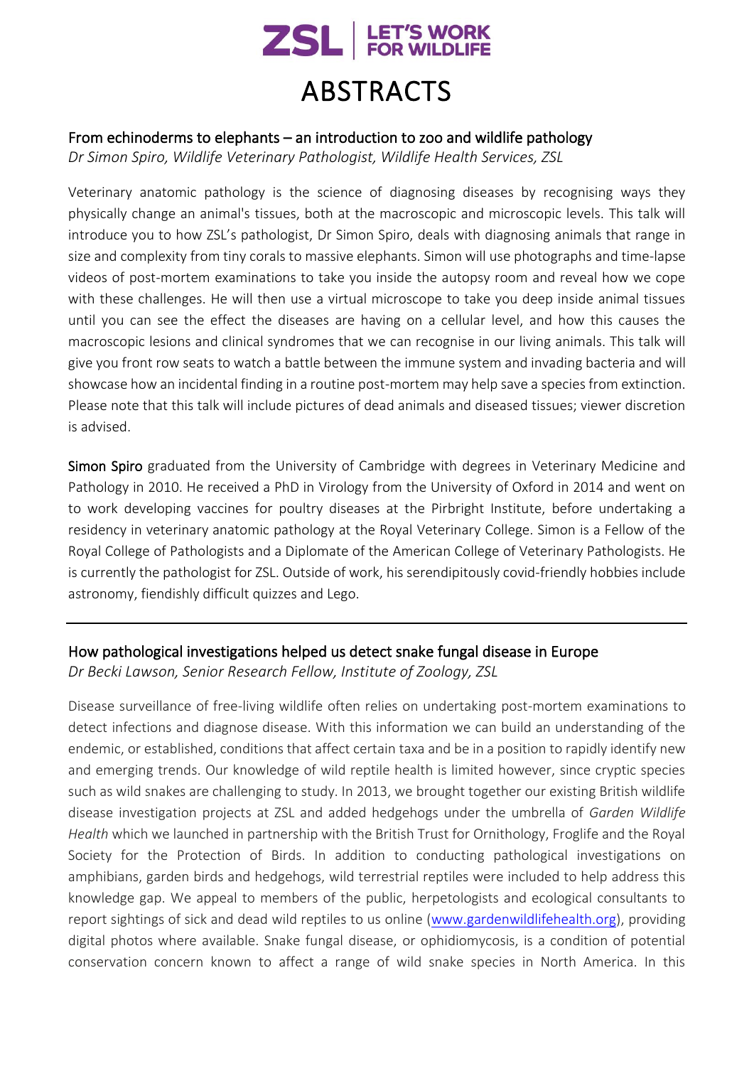# ABSTRACTS

## From echinoderms to elephants – an introduction to zoo and wildlife pathology

*Dr Simon Spiro, Wildlife Veterinary Pathologist, Wildlife Health Services, ZSL*

Veterinary anatomic pathology is the science of diagnosing diseases by recognising ways they physically change an animal's tissues, both at the macroscopic and microscopic levels. This talk will introduce you to how ZSL's pathologist, Dr Simon Spiro, deals with diagnosing animals that range in size and complexity from tiny corals to massive elephants. Simon will use photographs and time-lapse videos of post-mortem examinations to take you inside the autopsy room and reveal how we cope with these challenges. He will then use a virtual microscope to take you deep inside animal tissues until you can see the effect the diseases are having on a cellular level, and how this causes the macroscopic lesions and clinical syndromes that we can recognise in our living animals. This talk will give you front row seats to watch a battle between the immune system and invading bacteria and will showcase how an incidental finding in a routine post-mortem may help save a species from extinction. Please note that this talk will include pictures of dead animals and diseased tissues; viewer discretion is advised.

**Simon Spiro** graduated from the University of Cambridge with degrees in Veterinary Medicine and Pathology in 2010. He received a PhD in Virology from the University of Oxford in 2014 and went on to work developing vaccines for poultry diseases at the Pirbright Institute, before undertaking a residency in veterinary anatomic pathology at the Royal Veterinary College. Simon is a Fellow of the Royal College of Pathologists and a Diplomate of the American College of Veterinary Pathologists. He is currently the pathologist for ZSL. Outside of work, his serendipitously covid-friendly hobbies include astronomy, fiendishly difficult quizzes and Lego.

---

## How pathological investigations helped us detect snake fungal disease in Europe

*Dr Becki Lawson, Senior Research Fellow, Institute of Zoology, ZSL*

Disease surveillance of free-living wildlife often relies on undertaking post-mortem examinations to detect infections and diagnose disease. With this information we can build an understanding of the endemic, or established, conditions that affect certain taxa and be in a position to rapidly identify new and emerging trends. Our knowledge of wild reptile health is limited however, since cryptic species such as wild snakes are challenging to study. In 2013, we brought together our existing British wildlife disease investigation projects at ZSL and added hedgehogs under the umbrella of *Garden Wildlife Health* which we launched in partnership with the British Trust for Ornithology, Froglife and the Royal Society for the Protection of Birds. In addition to conducting pathological investigations on amphibians, garden birds and hedgehogs, wild terrestrial reptiles were included to help address this knowledge gap. We appeal to members of the public, herpetologists and ecological consultants to report sightings of sick and dead wild reptiles to us online (www.gardenwildlifehealth.org), providing digital photos where available. Snake fungal disease, or ophidiomycosis, is a condition of potential conservation concern known to affect a range of wild snake species in North America. In this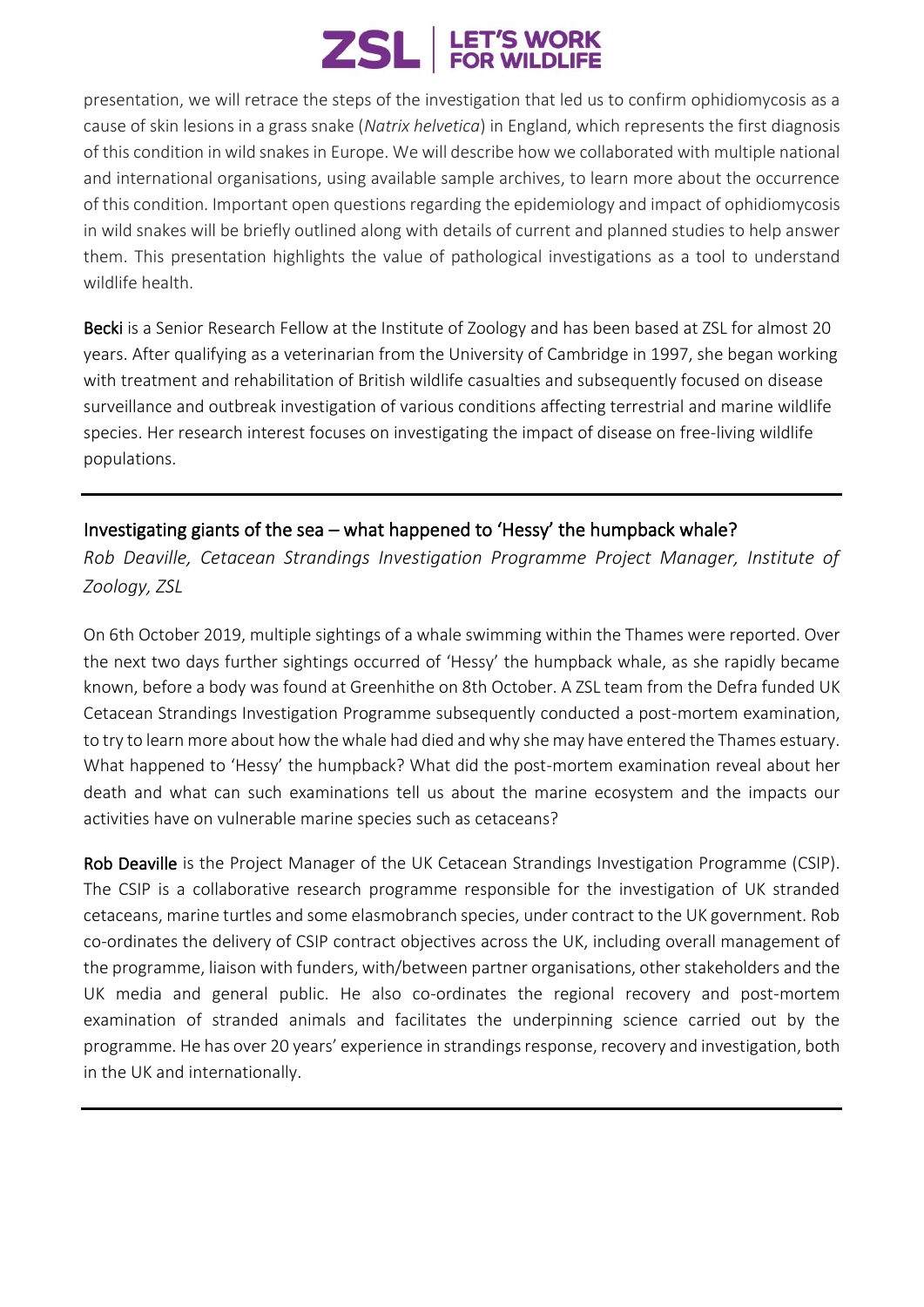presentation, we will retrace the steps of the investigation that led us to confirm ophidiomycosis as a cause of skin lesions in a grass snake (*Natrix helvetica*) in England, which represents the first diagnosis of this condition in wild snakes in Europe. We will describe how we collaborated with multiple national and international organisations, using available sample archives, to learn more about the occurrence of this condition. Important open questions regarding the epidemiology and impact of ophidiomycosis in wild snakes will be briefly outlined along with details of current and planned studies to help answer them. This presentation highlights the value of pathological investigations as a tool to understand wildlife health.

**Becki** is a Senior Research Fellow at the Institute of Zoology and has been based at ZSL for almost 20 years. After qualifying as a veterinarian from the University of Cambridge in 1997, she began working with treatment and rehabilitation of British wildlife casualties and subsequently focused on disease surveillance and outbreak investigation of various conditions affecting terrestrial and marine wildlife species. Her research interest focuses on investigating the impact of disease on free-living wildlife populations.

---

## Investigating giants of the sea – what happened to 'Hessy' the humpback whale?

*Rob Deaville, Cetacean Strandings Investigation Programme Project Manager, Institute of Zoology, ZSL*

On 6th October 2019, multiple sightings of a whale swimming within the Thames were reported. Over the next two days further sightings occurred of 'Hessy' the humpback whale, as she rapidly became known, before a body was found at Greenhithe on 8th October. A ZSL team from the Defra funded UK Cetacean Strandings Investigation Programme subsequently conducted a post-mortem examination, to try to learn more about how the whale had died and why she may have entered the Thames estuary. What happened to 'Hessy' the humpback? What did the post-mortem examination reveal about her death and what can such examinations tell us about the marine ecosystem and the impacts our activities have on vulnerable marine species such as cetaceans?

**Rob Deaville** is the Project Manager of the UK Cetacean Strandings Investigation Programme (CSIP). The CSIP is a collaborative research programme responsible for the investigation of UK stranded cetaceans, marine turtles and some elasmobranch species, under contract to the UK government. Rob co-ordinates the delivery of CSIP contract objectives across the UK, including overall management of the programme, liaison with funders, with/between partner organisations, other stakeholders and the UK media and general public. He also co-ordinates the regional recovery and post-mortem examination of stranded animals and facilitates the underpinning science carried out by the programme. He has over 20 years' experience in strandings response, recovery and investigation, both in the UK and internationally.

---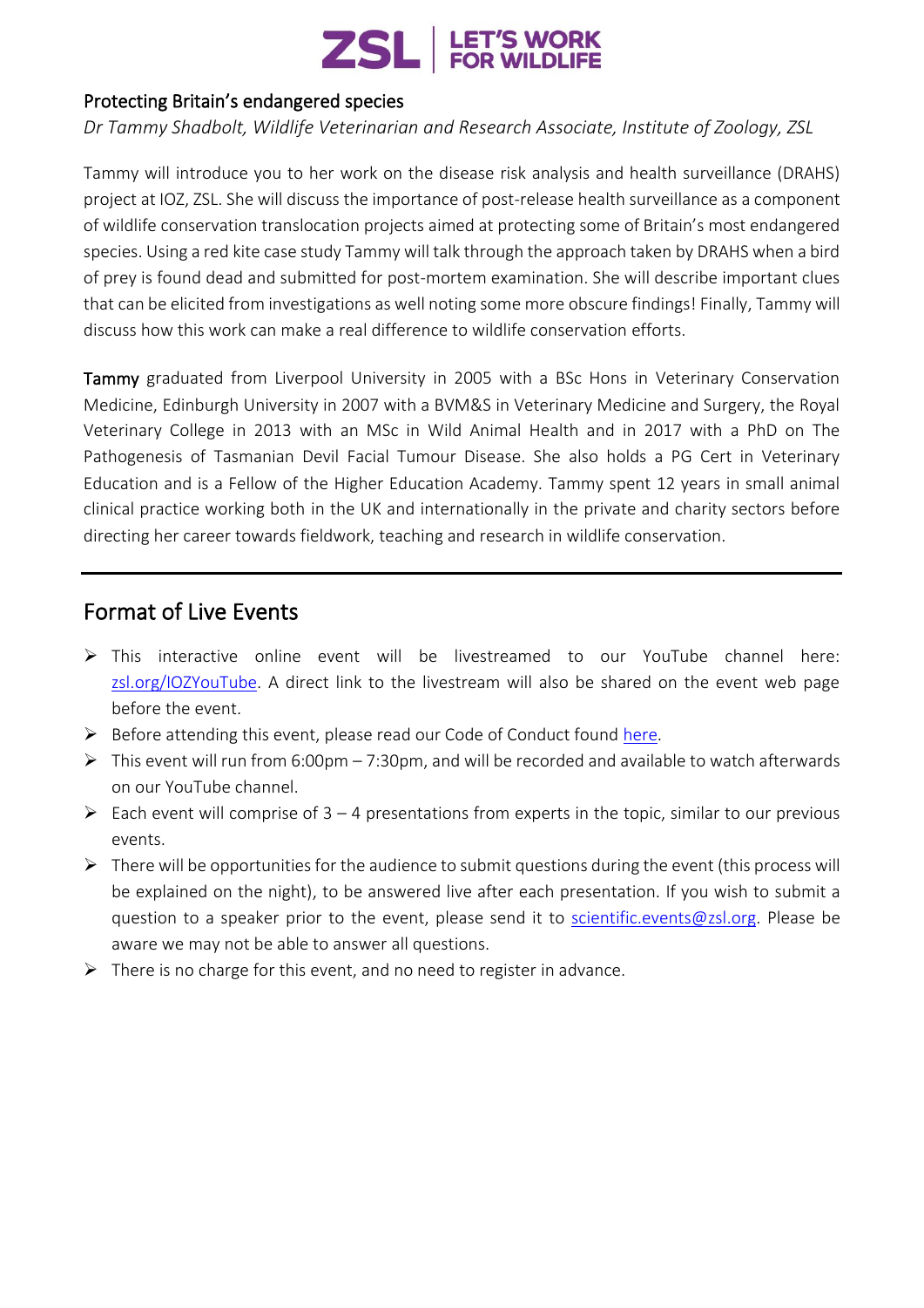### Protecting Britain's endangered species

*Dr Tammy Shadbolt, Wildlife Veterinarian and Research Associate, Institute of Zoology, ZSL*

Tammy will introduce you to her work on the disease risk analysis and health surveillance (DRAHS) project at IOZ, ZSL. She will discuss the importance of post-release health surveillance as a component of wildlife conservation translocation projects aimed at protecting some of Britain's most endangered species. Using a red kite case study Tammy will talk through the approach taken by DRAHS when a bird of prey is found dead and submitted for post-mortem examination. She will describe important clues that can be elicited from investigations as well noting some more obscure findings! Finally, Tammy will discuss how this work can make a real difference to wildlife conservation efforts.

**Tammy** graduated from Liverpool University in 2005 with a BSc Hons in Veterinary Conservation Medicine, Edinburgh University in 2007 with a BVM&S in Veterinary Medicine and Surgery, the Royal Veterinary College in 2013 with an MSc in Wild Animal Health and in 2017 with a PhD on The Pathogenesis of Tasmanian Devil Facial Tumour Disease. She also holds a PG Cert in Veterinary Education and is a Fellow of the Higher Education Academy. Tammy spent 12 years in small animal clinical practice working both in the UK and internationally in the private and charity sectors before directing her career towards fieldwork, teaching and research in wildlife conservation.

---

## Format of Live Events

- This interactive online event will be livestreamed to our YouTube channel here: zsl.org/IOZYouTube. A direct link to the livestream will also be shared on the event web page before the event.
- Before attending this event, please read our Code of Conduct found here.
- This event will run from 6:00pm – 7:30pm, and will be recorded and available to watch afterwards on our YouTube channel.
- Each event will comprise of 3 – 4 presentations from experts in the topic, similar to our previous events.
- There will be opportunities for the audience to submit questions during the event (this process will be explained on the night), to be answered live after each presentation. If you wish to submit a question to a speaker prior to the event, please send it to scientific.events@zsl.org. Please be aware we may not be able to answer all questions.
- There is no charge for this event, and no need to register in advance.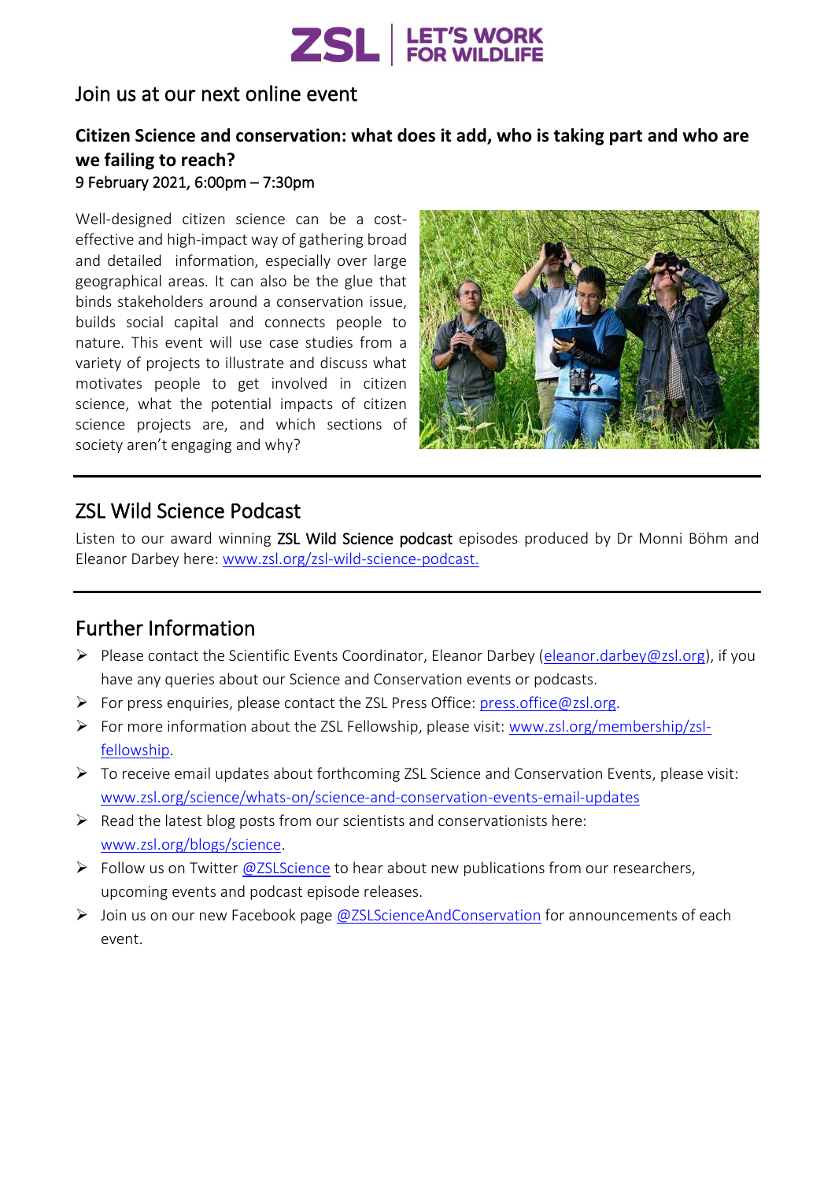ZSL | LET'S WORK FOR WILDLIFE

## Join us at our next online event

**Citizen Science and conservation: what does it add, who is taking part and who are we failing to reach?**
9 February 2021, 6:00pm – 7:30pm

Well-designed citizen science can be a cost-effective and high-impact way of gathering broad and detailed information, especially over large geographical areas. It can also be the glue that binds stakeholders around a conservation issue, builds social capital and connects people to nature. This event will use case studies from a variety of projects to illustrate and discuss what motivates people to get involved in citizen science, what the potential impacts of citizen science projects are, and which sections of society aren't engaging and why?

## ZSL Wild Science Podcast

Listen to our award winning **ZSL Wild Science podcast** episodes produced by Dr Monni Böhm and Eleanor Darbey here: www.zsl.org/zsl-wild-science-podcast.

## Further Information

- Please contact the Scientific Events Coordinator, Eleanor Darbey (eleanor.darbey@zsl.org), if you have any queries about our Science and Conservation events or podcasts.
- For press enquiries, please contact the ZSL Press Office: press.office@zsl.org.
- For more information about the ZSL Fellowship, please visit: www.zsl.org/membership/zsl-fellowship.
- To receive email updates about forthcoming ZSL Science and Conservation Events, please visit: www.zsl.org/science/whats-on/science-and-conservation-events-email-updates
- Read the latest blog posts from our scientists and conservationists here: www.zsl.org/blogs/science.
- Follow us on Twitter @ZSLScience to hear about new publications from our researchers, upcoming events and podcast episode releases.
- Join us on our new Facebook page @ZSLScienceAndConservation for announcements of each event.